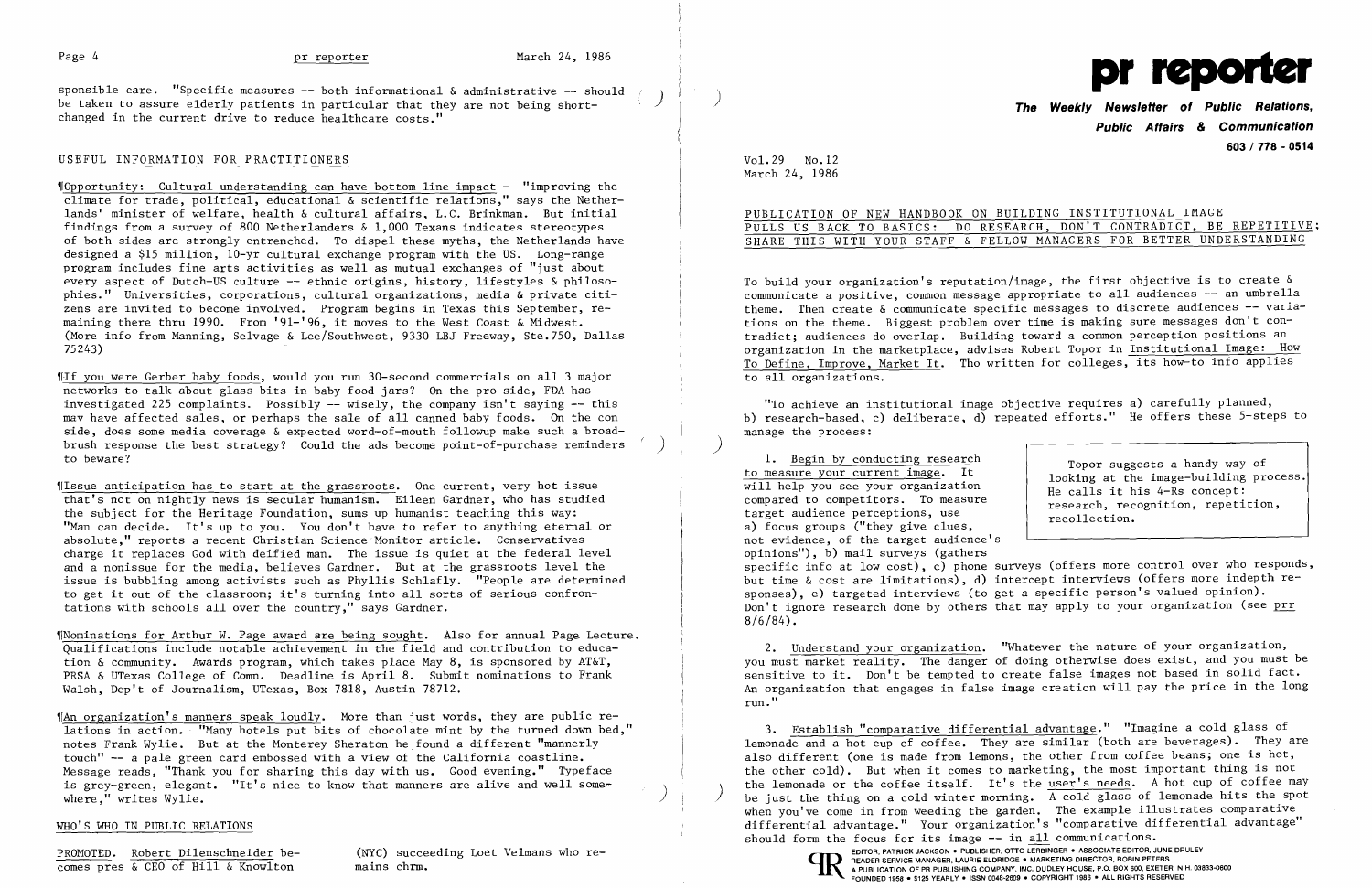sponsible care. "Specific measures -- both informational & administrative -- should be taken to assure elderly patients in particular that they are not being short-changed in the current drive to reduce healthcare costs."

## USEFUL INFORMATION FOR PRACTITIONERS

¶Opportunity: Cultural understanding can have bottom line impact -- "improving the climate for trade, political, educational & scientific relations," says the Netherlands' minister of welfare, health & cultural affairs, L.C. Brinkman. But initial findings from a survey of 800 Netherlanders & 1,000 Texans indicates stereotypes of both sides are strongly entrenched. To dispel these myths, the Netherlands have designed a $15 million, 10-yr cultural exchange program with the US. Long-range program includes fine arts activities as well as mutual exchanges of "just about every aspect of Dutch-US culture -- ethnic origins, history, lifestyles & philosophies." Universities, corporations, cultural organizations, media & private citizens are invited to become involved. Program begins in Texas this September, remaining there thru 1990. From '91-'96, it moves to the West Coast & Midwest. (More info from Manning, Selvage & Lee/Southwest, 9330 LBJ Freeway, Ste.750, Dallas 75243)

¶If you were Gerber baby foods, would you run 30-second commercials on all 3 major networks to talk about glass bits in baby food jars? On the pro side, FDA has investigated 225 complaints. Possibly -- wisely, the company isn't saying -- this may have affected sales, or perhaps the sale of all canned baby foods. On the con side, does some media coverage & expected word-of-mouth followup make such a broadbrush response the best strategy? Could the ads become point-of-purchase reminders to beware?

¶Issue anticipation has to start at the grassroots. One current, very hot issue that's not on nightly news is secular humanism. Eileen Gardner, who has studied the subject for the Heritage Foundation, sums up humanist teaching this way: "Man can decide. It's up to you. You don't have to refer to anything eternal or absolute," reports a recent Christian Science Monitor article. Conservatives charge it replaces God with deified man. The issue is quiet at the federal level and a nonissue for the media, believes Gardner. But at the grassroots level the issue is bubbling among activists such as Phyllis Schlafly. "People are determined to get it out of the classroom; it's turning into all sorts of serious confrontations with schools all over the country," says Gardner.

¶Nominations for Arthur W. Page award are being sought. Also for annual Page Lecture. Qualifications include notable achievement in the field and contribution to education & community. Awards program, which takes place May 8, is sponsored by AT&T, PRSA & UTexas College of Comn. Deadline is April 8. Submit nominations to Frank Walsh, Dep't of Journalism, UTexas, Box 7818, Austin 78712.

¶An organization's manners speak loudly. More than just words, they are public relations in action. "Many hotels put bits of chocolate mint by the turned down bed," notes Frank Wylie. But at the Monterey Sheraton he found a different "mannerly touch" -- a pale green card embossed with a view of the California coastline. Message reads, "Thank you for sharing this day with us. Good evening." Typeface is grey-green, elegant. "It's nice to know that manners are alive and well somewhere," writes Wylie.

## WHO'S WHO IN PUBLIC RELATIONS

PROMOTED. Robert Dilenschneider becomes pres & CEO of Hill & Knowlton (NYC) succeeding Loet Velmans who remains chrm.

# pr reporter

**The Weekly Newsletter of Public Relations, Public Affairs & Communication**

**603 / 778 - 0514**

Vol.29 No.12
March 24, 1986

## PUBLICATION OF NEW HANDBOOK ON BUILDING INSTITUTIONAL IMAGE PULLS US BACK TO BASICS: DO RESEARCH, DON'T CONTRADICT, BE REPETITIVE; SHARE THIS WITH YOUR STAFF & FELLOW MANAGERS FOR BETTER UNDERSTANDING

To build your organization's reputation/image, the first objective is to create & communicate a positive, common message appropriate to all audiences -- an umbrella theme. Then create & communicate specific messages to discrete audiences -- variations on the theme. Biggest problem over time is making sure messages don't contradict; audiences do overlap. Building toward a common perception positions an organization in the marketplace, advises Robert Topor in Institutional Image: How To Define, Improve, Market It. Tho written for colleges, its how-to info applies to all organizations.

"To achieve an institutional image objective requires a) carefully planned, b) research-based, c) deliberate, d) repeated efforts." He offers these 5-steps to manage the process:

> Topor suggests a handy way of looking at the image-building process. He calls it his 4-Rs concept: research, recognition, repetition, recollection.

1. Begin by conducting research to measure your current image. It will help you see your organization compared to competitors. To measure target audience perceptions, use a) focus groups ("they give clues, not evidence, of the target audience's opinions"), b) mail surveys (gathers specific info at low cost), c) phone surveys (offers more control over who responds, but time & cost are limitations), d) intercept interviews (offers more indepth responses), e) targeted interviews (to get a specific person's valued opinion). Don't ignore research done by others that may apply to your organization (see prr 8/6/84).

2. Understand your organization. "Whatever the nature of your organization, you must market reality. The danger of doing otherwise does exist, and you must be sensitive to it. Don't be tempted to create false images not based in solid fact. An organization that engages in false image creation will pay the price in the long run."

3. Establish "comparative differential advantage." "Imagine a cold glass of lemonade and a hot cup of coffee. They are similar (both are beverages). They are also different (one is made from lemons, the other from coffee beans; one is hot, the other cold). But when it comes to marketing, the most important thing is not the lemonade or the coffee itself. It's the user's needs. A hot cup of coffee may be just the thing on a cold winter morning. A cold glass of lemonade hits the spot when you've come in from weeding the garden. The example illustrates comparative differential advantage." Your organization's "comparative differential advantage" should form the focus for its image -- in all communications.

EDITOR, PATRICK JACKSON • PUBLISHER, OTTO LERBINGER • ASSOCIATE EDITOR, JUNE DRULEY
READER SERVICE MANAGER, LAURIE ELDRIDGE • MARKETING DIRECTOR, ROBIN PETERS
A PUBLICATION OF PR PUBLISHING COMPANY, INC. DUDLEY HOUSE, P.O. BOX 600, EXETER, N.H. 03833-0600
FOUNDED 1958 • $125 YEARLY • ISSN 0048-2609 • COPYRIGHT 1986 • ALL RIGHTS RESERVED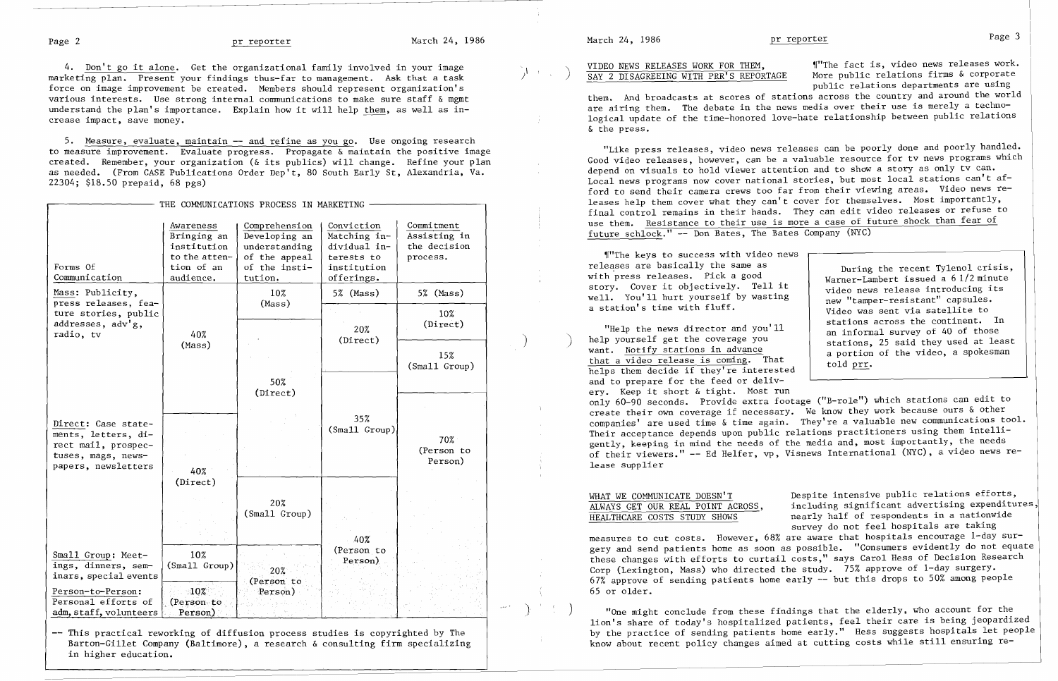4. Don't go it alone. Get the organizational family involved in your image marketing plan. Present your findings thus-far to management. Ask that a task force on image improvement be created. Members should represent organization's various interests. Use strong internal communications to make sure staff & mgmt understand the plan's importance. Explain how it will help them, as well as increase impact, save money.

5. Measure, evaluate, maintain -- and refine as you go. Use ongoing research to measure improvement. Evaluate progress. Propagate & maintain the positive image created. Remember, your organization (& its publics) will change. Refine your plan as needed. (From CASE Publications Order Dep't, 80 South Early St, Alexandria, Va. 22304; $18.50 prepaid, 68 pgs)

THE COMMUNICATIONS PROCESS IN MARKETING

| Forms Of Communication | Awareness: Bringing an institution to the attention of an audience. | Comprehension: Developing an understanding of the appeal of the institution. | Conviction: Matching individual interests to institution offerings. | Commitment: Assisting in the decision process. |
|---|---|---|---|---|
| Mass: Publicity, press releases, feature stories, public addresses, adv'g, radio, tv | 40% (Mass) | 10% (Mass) | 5% (Mass) | 5% (Mass) |
| | | 50% (Direct) | 20% (Direct) | 10% (Direct) |
| | | | | 15% (Small Group) |
| Direct: Case statements, letters, direct mail, prospectuses, mags, newspapers, newsletters | 40% (Direct) | | 35% (Small Group) | 70% (Person to Person) |
| | | 20% (Small Group) | 40% (Person to Person) | |
| Small Group: Meetings, dinners, seminars, special events | 10% (Small Group) | 20% (Person to Person) | | |
| Person-to-Person: Personal efforts of adm, staff, volunteers | 10% (Person to Person) | | | |

-- This practical reworking of diffusion process studies is copyrighted by The Barton-Gillet Company (Baltimore), a research & consulting firm specializing in higher education.

## VIDEO NEWS RELEASES WORK FOR THEM, SAY 2 DISAGREEING WITH PRR'S REPORTAGE

¶"The fact is, video news releases work. More public relations firms & corporate public relations departments are using them. And broadcasts at scores of stations across the country and around the world are airing them. The debate in the news media over their use is merely a technological update of the time-honored love-hate relationship between public relations & the press.

"Like press releases, video news releases can be poorly done and poorly handled. Good video releases, however, can be a valuable resource for tv news programs which depend on visuals to hold viewer attention and to show a story as only tv can. Local news programs now cover national stories, but most local stations can't afford to send their camera crews too far from their viewing areas. Video news releases help them cover what they can't cover for themselves. Most importantly, final control remains in their hands. They can edit video releases or refuse to use them. Resistance to their use is more a case of future shock than fear of future schlock." -- Don Bates, The Bates Company (NYC)

¶"The keys to success with video news releases are basically the same as with press releases. Pick a good story. Cover it objectively. Tell it well. You'll hurt yourself by wasting a station's time with fluff.

"Help the news director and you'll help yourself get the coverage you want. Notify stations in advance that a video release is coming. That helps them decide if they're interested and to prepare for the feed or delivery. Keep it short & tight. Most run only 60-90 seconds. Provide extra footage ("B-role") which stations can edit to create their own coverage if necessary. We know they work because ours & other companies' are used time & time again. They're a valuable new communications tool. Their acceptance depends upon public relations practitioners using them intelligently, keeping in mind the needs of the media and, most importantly, the needs of their viewers." -- Ed Helfer, vp, Visnews International (NYC), a video news release supplier

> During the recent Tylenol crisis, Warner-Lambert issued a 6 1/2 minute video news release introducing its new "tamper-resistant" capsules. Video was sent via satellite to stations across the continent. In an informal survey of 40 of those stations, 25 said they used at least a portion of the video, a spokesman told prr.

## WHAT WE COMMUNICATE DOESN'T ALWAYS GET OUR REAL POINT ACROSS, HEALTHCARE COSTS STUDY SHOWS

Despite intensive public relations efforts, including significant advertising expenditures, nearly half of respondents in a nationwide survey do not feel hospitals are taking measures to cut costs. However, 68% are aware that hospitals encourage 1-day surgery and send patients home as soon as possible. "Consumers evidently do not equate these changes with efforts to curtail costs," says Carol Hess of Decision Research Corp (Lexington, Mass) who directed the study. 75% approve of 1-day surgery. 67% approve of sending patients home early -- but this drops to 50% among people 65 or older.

"One might conclude from these findings that the elderly, who account for the lion's share of today's hospitalized patients, feel their care is being jeopardized by the practice of sending patients home early." Hess suggests hospitals let people know about recent policy changes aimed at cutting costs while still ensuring re-